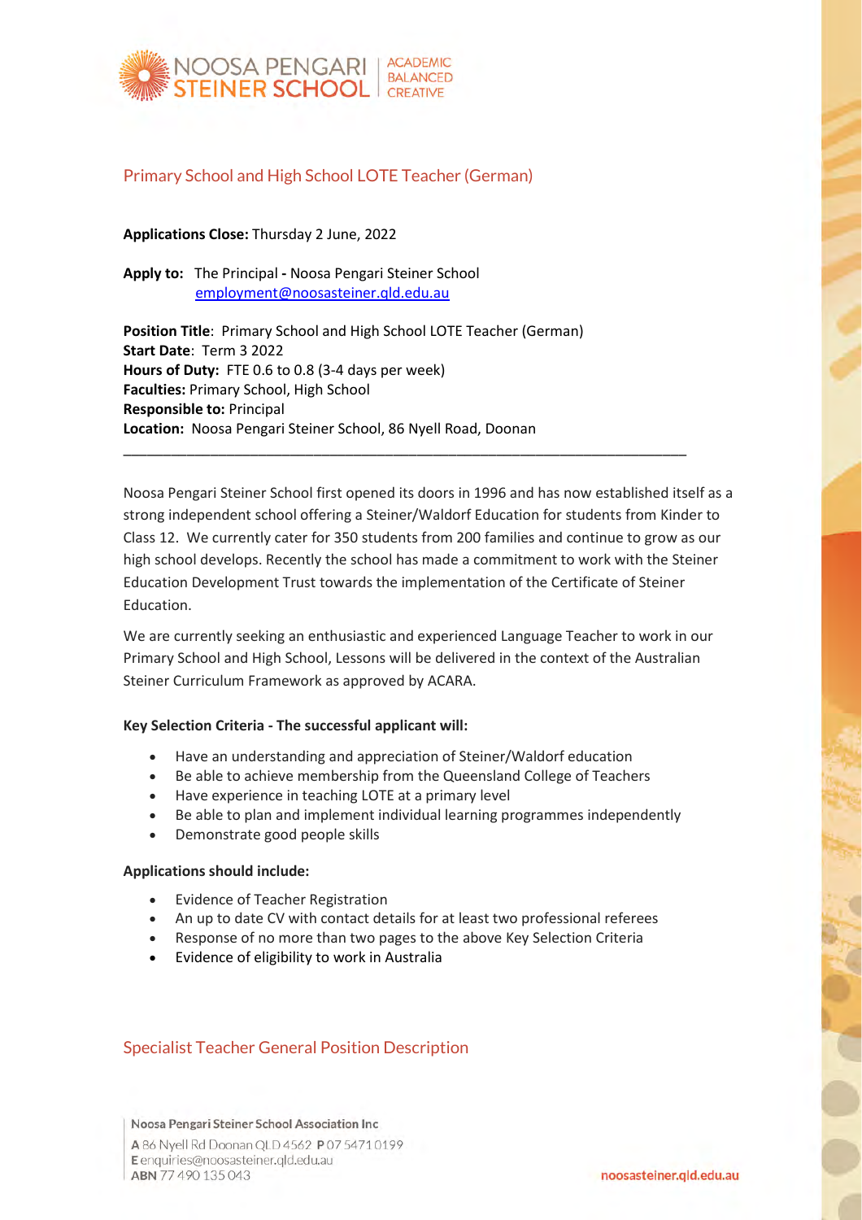NOOSA PENGARI STEINER SCHOOL | ACADEMIC BALANCED CREATIVE

## Primary School and High School LOTE Teacher (German)

**Applications Close:** Thursday 2 June, 2022

**Apply to:** The Principal **-** Noosa Pengari Steiner School
employment@noosasteiner.qld.edu.au

**Position Title**: Primary School and High School LOTE Teacher (German)
**Start Date**: Term 3 2022
**Hours of Duty:** FTE 0.6 to 0.8 (3-4 days per week)
**Faculties:** Primary School, High School
**Responsible to:** Principal
**Location:** Noosa Pengari Steiner School, 86 Nyell Road, Doonan

---

Noosa Pengari Steiner School first opened its doors in 1996 and has now established itself as a strong independent school offering a Steiner/Waldorf Education for students from Kinder to Class 12. We currently cater for 350 students from 200 families and continue to grow as our high school develops. Recently the school has made a commitment to work with the Steiner Education Development Trust towards the implementation of the Certificate of Steiner Education.

We are currently seeking an enthusiastic and experienced Language Teacher to work in our Primary School and High School, Lessons will be delivered in the context of the Australian Steiner Curriculum Framework as approved by ACARA.

**Key Selection Criteria - The successful applicant will:**

- Have an understanding and appreciation of Steiner/Waldorf education
- Be able to achieve membership from the Queensland College of Teachers
- Have experience in teaching LOTE at a primary level
- Be able to plan and implement individual learning programmes independently
- Demonstrate good people skills

**Applications should include:**

- Evidence of Teacher Registration
- An up to date CV with contact details for at least two professional referees
- Response of no more than two pages to the above Key Selection Criteria
- Evidence of eligibility to work in Australia

## Specialist Teacher General Position Description

Noosa Pengari Steiner School Association Inc
A 86 Nyell Rd Doonan QLD 4562 P 07 5471 0199
E enquiries@noosasteiner.qld.edu.au
ABN 77 490 135 043

noosasteiner.qld.edu.au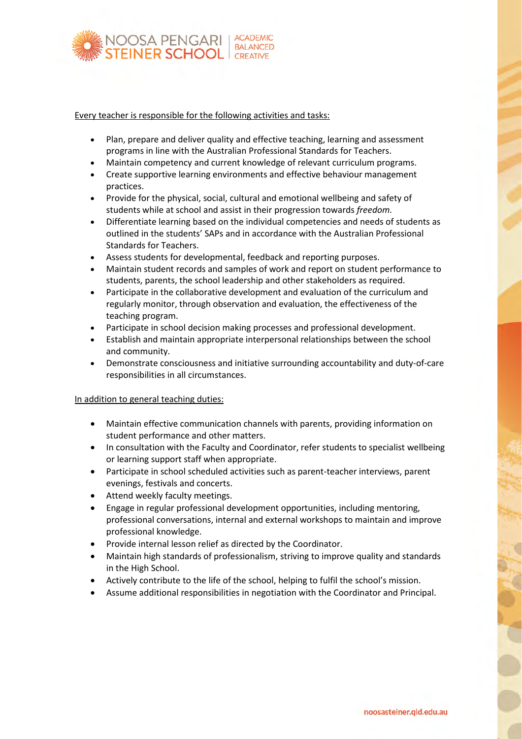<u>Every teacher is responsible for the following activities and tasks:</u>

- Plan, prepare and deliver quality and effective teaching, learning and assessment programs in line with the Australian Professional Standards for Teachers.
- Maintain competency and current knowledge of relevant curriculum programs.
- Create supportive learning environments and effective behaviour management practices.
- Provide for the physical, social, cultural and emotional wellbeing and safety of students while at school and assist in their progression towards *freedom.*
- Differentiate learning based on the individual competencies and needs of students as outlined in the students' SAPs and in accordance with the Australian Professional Standards for Teachers.
- Assess students for developmental, feedback and reporting purposes.
- Maintain student records and samples of work and report on student performance to students, parents, the school leadership and other stakeholders as required.
- Participate in the collaborative development and evaluation of the curriculum and regularly monitor, through observation and evaluation, the effectiveness of the teaching program.
- Participate in school decision making processes and professional development.
- Establish and maintain appropriate interpersonal relationships between the school and community.
- Demonstrate consciousness and initiative surrounding accountability and duty-of-care responsibilities in all circumstances.

<u>In addition to general teaching duties:</u>

- Maintain effective communication channels with parents, providing information on student performance and other matters.
- In consultation with the Faculty and Coordinator, refer students to specialist wellbeing or learning support staff when appropriate.
- Participate in school scheduled activities such as parent-teacher interviews, parent evenings, festivals and concerts.
- Attend weekly faculty meetings.
- Engage in regular professional development opportunities, including mentoring, professional conversations, internal and external workshops to maintain and improve professional knowledge.
- Provide internal lesson relief as directed by the Coordinator.
- Maintain high standards of professionalism, striving to improve quality and standards in the High School.
- Actively contribute to the life of the school, helping to fulfil the school's mission.
- Assume additional responsibilities in negotiation with the Coordinator and Principal.